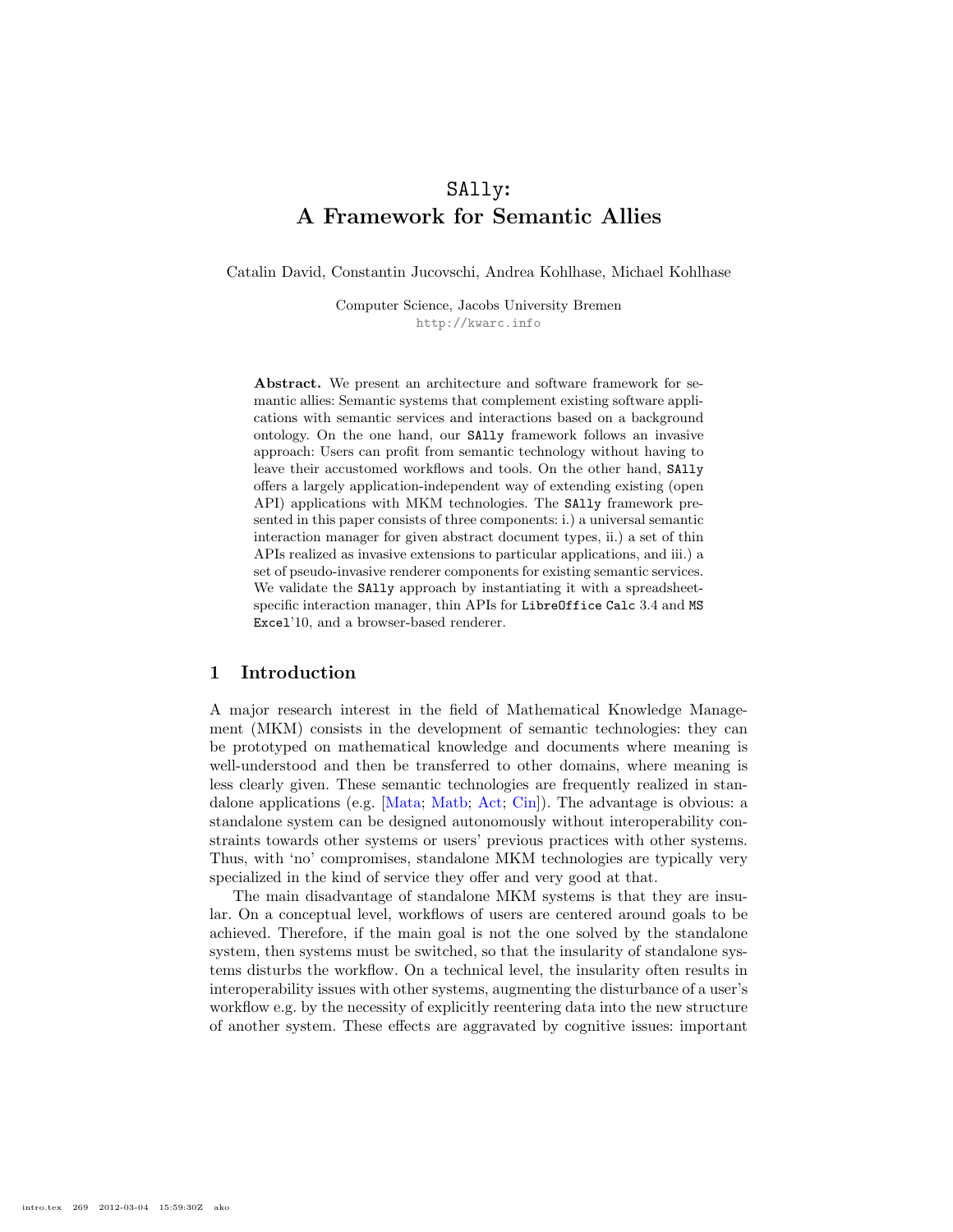# SAlly: A Framework for Semantic Allies

Catalin David, Constantin Jucovschi, Andrea Kohlhase, Michael Kohlhase

Computer Science, Jacobs University Bremen
http://kwarc.info

**Abstract.** We present an architecture and software framework for semantic allies: Semantic systems that complement existing software applications with semantic services and interactions based on a background ontology. On the one hand, our SAlly framework follows an invasive approach: Users can profit from semantic technology without having to leave their accustomed workflows and tools. On the other hand, SAlly offers a largely application-independent way of extending existing (open API) applications with MKM technologies. The SAlly framework presented in this paper consists of three components: i.) a universal semantic interaction manager for given abstract document types, ii.) a set of thin APIs realized as invasive extensions to particular applications, and iii.) a set of pseudo-invasive renderer components for existing semantic services. We validate the SAlly approach by instantiating it with a spreadsheet-specific interaction manager, thin APIs for LibreOffice Calc 3.4 and MS Excel'10, and a browser-based renderer.

## 1 Introduction

A major research interest in the field of Mathematical Knowledge Management (MKM) consists in the development of semantic technologies: they can be prototyped on mathematical knowledge and documents where meaning is well-understood and then be transferred to other domains, where meaning is less clearly given. These semantic technologies are frequently realized in standalone applications (e.g. [Mata; Matb; Act; Cin]). The advantage is obvious: a standalone system can be designed autonomously without interoperability constraints towards other systems or users' previous practices with other systems. Thus, with 'no' compromises, standalone MKM technologies are typically very specialized in the kind of service they offer and very good at that.

The main disadvantage of standalone MKM systems is that they are insular. On a conceptual level, workflows of users are centered around goals to be achieved. Therefore, if the main goal is not the one solved by the standalone system, then systems must be switched, so that the insularity of standalone systems disturbs the workflow. On a technical level, the insularity often results in interoperability issues with other systems, augmenting the disturbance of a user's workflow e.g. by the necessity of explicitly reentering data into the new structure of another system. These effects are aggravated by cognitive issues: important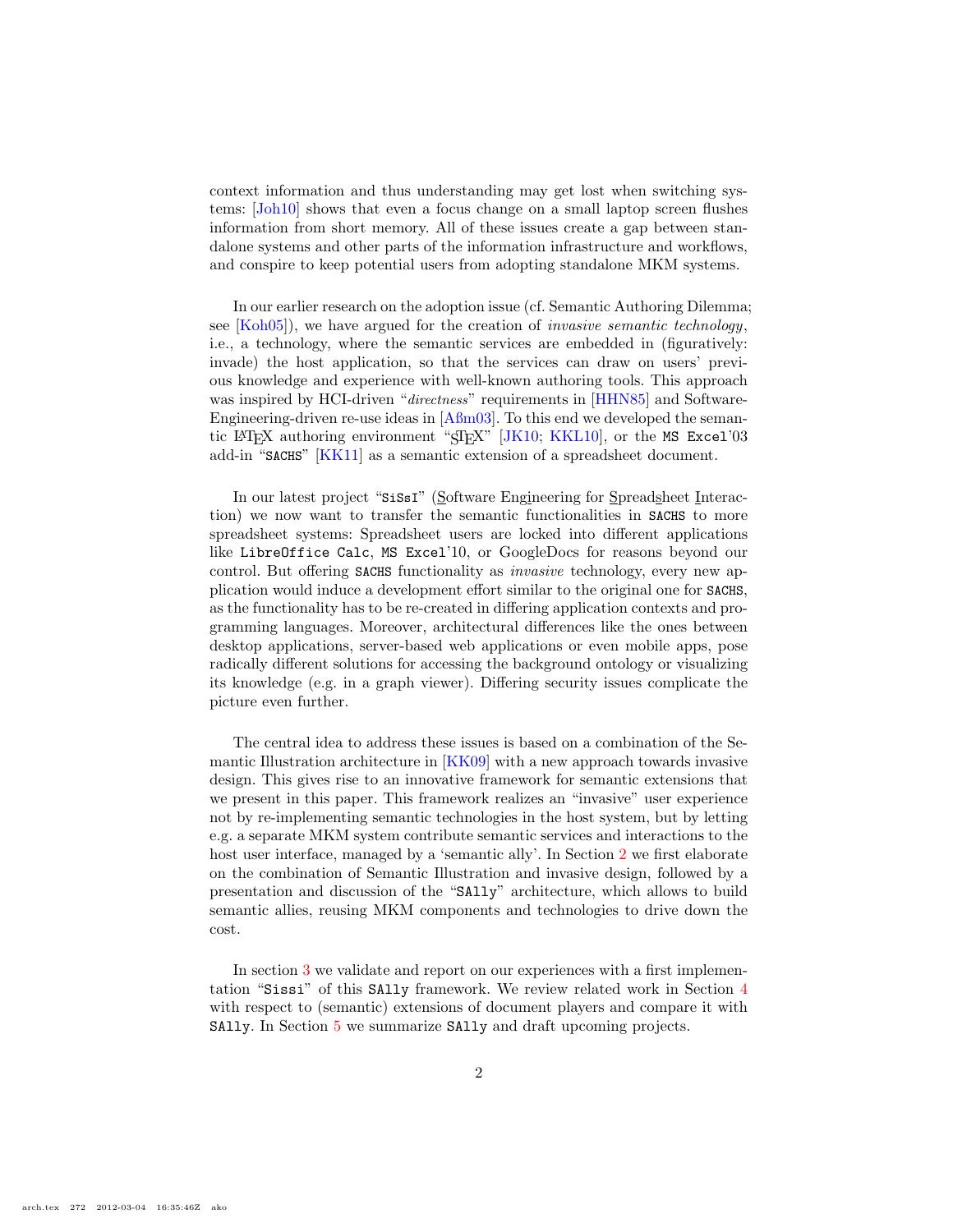context information and thus understanding may get lost when switching systems: [Joh10] shows that even a focus change on a small laptop screen flushes information from short memory. All of these issues create a gap between standalone systems and other parts of the information infrastructure and workflows, and conspire to keep potential users from adopting standalone MKM systems.

In our earlier research on the adoption issue (cf. Semantic Authoring Dilemma; see [Koh05]), we have argued for the creation of *invasive semantic technology*, i.e., a technology, where the semantic services are embedded in (figuratively: invade) the host application, so that the services can draw on users' previous knowledge and experience with well-known authoring tools. This approach was inspired by HCI-driven "*directness*" requirements in [HHN85] and Software-Engineering-driven re-use ideas in [Aßm03]. To this end we developed the semantic LaTeX authoring environment "sTeX" [JK10; KKL10], or the `MS Excel`'03 add-in "`SACHS`" [KK11] as a semantic extension of a spreadsheet document.

In our latest project "`SiSsI`" (Software Engineering for Spreadsheet Interaction) we now want to transfer the semantic functionalities in `SACHS` to more spreadsheet systems: Spreadsheet users are locked into different applications like `LibreOffice Calc`, `MS Excel`'10, or GoogleDocs for reasons beyond our control. But offering `SACHS` functionality as *invasive* technology, every new application would induce a development effort similar to the original one for `SACHS`, as the functionality has to be re-created in differing application contexts and programming languages. Moreover, architectural differences like the ones between desktop applications, server-based web applications or even mobile apps, pose radically different solutions for accessing the background ontology or visualizing its knowledge (e.g. in a graph viewer). Differing security issues complicate the picture even further.

The central idea to address these issues is based on a combination of the Semantic Illustration architecture in [KK09] with a new approach towards invasive design. This gives rise to an innovative framework for semantic extensions that we present in this paper. This framework realizes an "invasive" user experience not by re-implementing semantic technologies in the host system, but by letting e.g. a separate MKM system contribute semantic services and interactions to the host user interface, managed by a 'semantic ally'. In Section 2 we first elaborate on the combination of Semantic Illustration and invasive design, followed by a presentation and discussion of the "`SAlly`" architecture, which allows to build semantic allies, reusing MKM components and technologies to drive down the cost.

In section 3 we validate and report on our experiences with a first implementation "`Sissi`" of this `SAlly` framework. We review related work in Section 4 with respect to (semantic) extensions of document players and compare it with `SAlly`. In Section 5 we summarize `SAlly` and draft upcoming projects.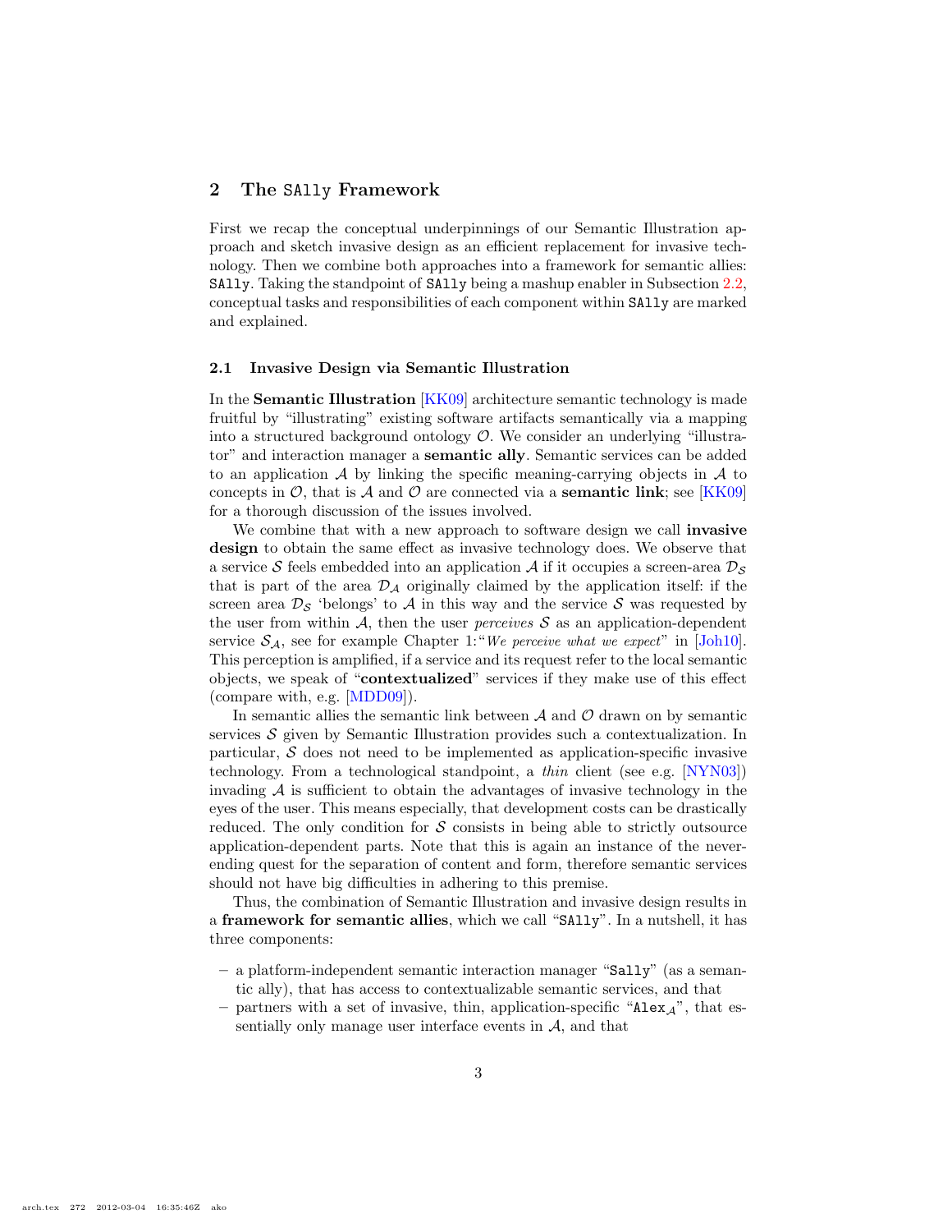## 2 The `SAlly` Framework

First we recap the conceptual underpinnings of our Semantic Illustration approach and sketch invasive design as an efficient replacement for invasive technology. Then we combine both approaches into a framework for semantic allies: `SAlly`. Taking the standpoint of `SAlly` being a mashup enabler in Subsection 2.2, conceptual tasks and responsibilities of each component within `SAlly` are marked and explained.

### 2.1 Invasive Design via Semantic Illustration

In the **Semantic Illustration** [KK09] architecture semantic technology is made fruitful by "illustrating" existing software artifacts semantically via a mapping into a structured background ontology $\mathcal{O}$. We consider an underlying "illustrator" and interaction manager a **semantic ally**. Semantic services can be added to an application $\mathcal{A}$ by linking the specific meaning-carrying objects in $\mathcal{A}$ to concepts in $\mathcal{O}$, that is $\mathcal{A}$ and $\mathcal{O}$ are connected via a **semantic link**; see [KK09] for a thorough discussion of the issues involved.

We combine that with a new approach to software design we call **invasive design** to obtain the same effect as invasive technology does. We observe that a service $\mathcal{S}$ feels embedded into an application $\mathcal{A}$ if it occupies a screen-area $\mathcal{D}_\mathcal{S}$ that is part of the area $\mathcal{D}_\mathcal{A}$ originally claimed by the application itself: if the screen area $\mathcal{D}_\mathcal{S}$ 'belongs' to $\mathcal{A}$ in this way and the service $\mathcal{S}$ was requested by the user from within $\mathcal{A}$, then the user *perceives* $\mathcal{S}$ as an application-dependent service $\mathcal{S}_\mathcal{A}$, see for example Chapter 1:"*We perceive what we expect*" in [Joh10]. This perception is amplified, if a service and its request refer to the local semantic objects, we speak of "**contextualized**" services if they make use of this effect (compare with, e.g. [MDD09]).

In semantic allies the semantic link between $\mathcal{A}$ and $\mathcal{O}$ drawn on by semantic services $\mathcal{S}$ given by Semantic Illustration provides such a contextualization. In particular, $\mathcal{S}$ does not need to be implemented as application-specific invasive technology. From a technological standpoint, a *thin* client (see e.g. [NYN03]) invading $\mathcal{A}$ is sufficient to obtain the advantages of invasive technology in the eyes of the user. This means especially, that development costs can be drastically reduced. The only condition for $\mathcal{S}$ consists in being able to strictly outsource application-dependent parts. Note that this is again an instance of the never-ending quest for the separation of content and form, therefore semantic services should not have big difficulties in adhering to this premise.

Thus, the combination of Semantic Illustration and invasive design results in a **framework for semantic allies**, which we call "`SAlly`". In a nutshell, it has three components:

- a platform-independent semantic interaction manager "`Sally`" (as a semantic ally), that has access to contextualizable semantic services, and that
- partners with a set of invasive, thin, application-specific "$\texttt{Alex}_\mathcal{A}$", that essentially only manage user interface events in $\mathcal{A}$, and that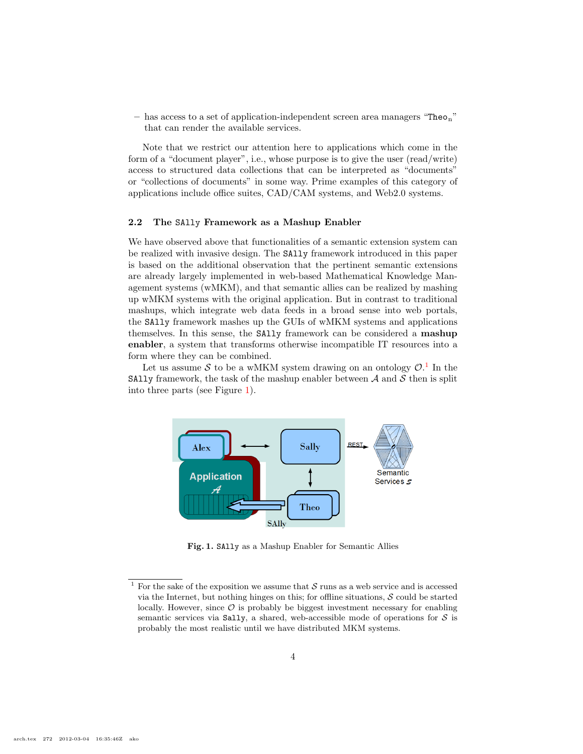– has access to a set of application-independent screen area managers "$\mathtt{Theo}_n$" that can render the available services.

Note that we restrict our attention here to applications which come in the form of a "document player", i.e., whose purpose is to give the user (read/write) access to structured data collections that can be interpreted as "documents" or "collections of documents" in some way. Prime examples of this category of applications include office suites, CAD/CAM systems, and Web2.0 systems.

### 2.2 The SAlly Framework as a Mashup Enabler

We have observed above that functionalities of a semantic extension system can be realized with invasive design. The SAlly framework introduced in this paper is based on the additional observation that the pertinent semantic extensions are already largely implemented in web-based Mathematical Knowledge Management systems (wMKM), and that semantic allies can be realized by mashing up wMKM systems with the original application. But in contrast to traditional mashups, which integrate web data feeds in a broad sense into web portals, the SAlly framework mashes up the GUIs of wMKM systems and applications themselves. In this sense, the SAlly framework can be considered a **mashup enabler**, a system that transforms otherwise incompatible IT resources into a form where they can be combined.

Let us assume $\mathcal{S}$ to be a wMKM system drawing on an ontology $\mathcal{O}$.[1] In the SAlly framework, the task of the mashup enabler between $\mathcal{A}$ and $\mathcal{S}$ then is split into three parts (see Figure 1).

**Fig. 1.** SAlly as a Mashup Enabler for Semantic Allies

[1] For the sake of the exposition we assume that $\mathcal{S}$ runs as a web service and is accessed via the Internet, but nothing hinges on this; for offline situations, $\mathcal{S}$ could be started locally. However, since $\mathcal{O}$ is probably be biggest investment necessary for enabling semantic services via Sally, a shared, web-accessible mode of operations for $\mathcal{S}$ is probably the most realistic until we have distributed MKM systems.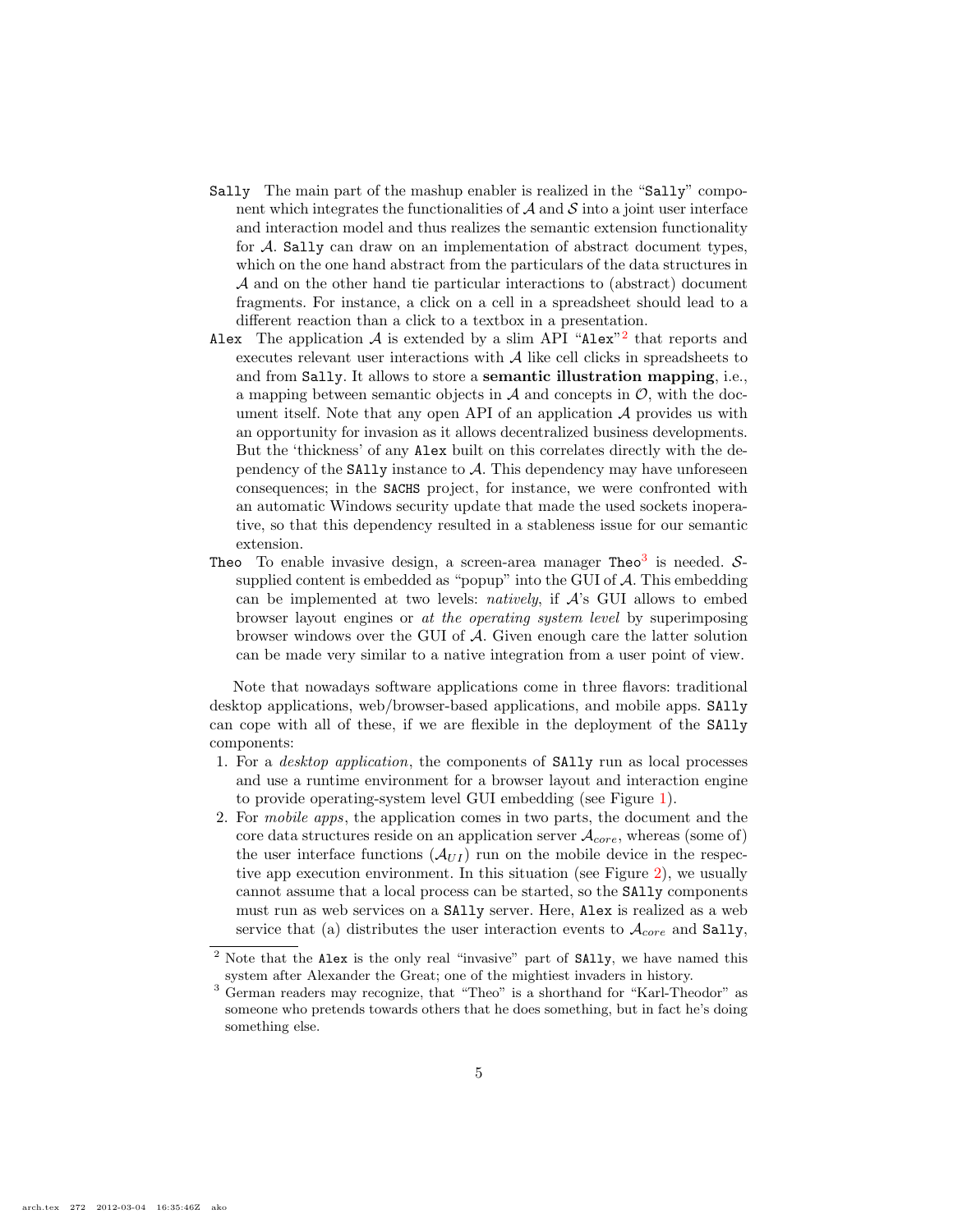`Sally` The main part of the mashup enabler is realized in the "`Sally`" component which integrates the functionalities of $\mathcal{A}$ and $\mathcal{S}$ into a joint user interface and interaction model and thus realizes the semantic extension functionality for $\mathcal{A}$. `Sally` can draw on an implementation of abstract document types, which on the one hand abstract from the particulars of the data structures in $\mathcal{A}$ and on the other hand tie particular interactions to (abstract) document fragments. For instance, a click on a cell in a spreadsheet should lead to a different reaction than a click to a textbox in a presentation.

`Alex` The application $\mathcal{A}$ is extended by a slim API "`Alex`"[2] that reports and executes relevant user interactions with $\mathcal{A}$ like cell clicks in spreadsheets to and from `Sally`. It allows to store a **semantic illustration mapping**, i.e., a mapping between semantic objects in $\mathcal{A}$ and concepts in $\mathcal{O}$, with the document itself. Note that any open API of an application $\mathcal{A}$ provides us with an opportunity for invasion as it allows decentralized business developments. But the 'thickness' of any `Alex` built on this correlates directly with the dependency of the `SAlly` instance to $\mathcal{A}$. This dependency may have unforeseen consequences; in the `SACHS` project, for instance, we were confronted with an automatic Windows security update that made the used sockets inoperative, so that this dependency resulted in a stableness issue for our semantic extension.

`Theo` To enable invasive design, a screen-area manager `Theo`[3] is needed. $\mathcal{S}$-supplied content is embedded as "popup" into the GUI of $\mathcal{A}$. This embedding can be implemented at two levels: *natively*, if $\mathcal{A}$'s GUI allows to embed browser layout engines or *at the operating system level* by superimposing browser windows over the GUI of $\mathcal{A}$. Given enough care the latter solution can be made very similar to a native integration from a user point of view.

Note that nowadays software applications come in three flavors: traditional desktop applications, web/browser-based applications, and mobile apps. `SAlly` can cope with all of these, if we are flexible in the deployment of the `SAlly` components:

1. For a *desktop application*, the components of `SAlly` run as local processes and use a runtime environment for a browser layout and interaction engine to provide operating-system level GUI embedding (see Figure 1).
2. For *mobile apps*, the application comes in two parts, the document and the core data structures reside on an application server $\mathcal{A}_{core}$, whereas (some of) the user interface functions ($\mathcal{A}_{UI}$) run on the mobile device in the respective app execution environment. In this situation (see Figure 2), we usually cannot assume that a local process can be started, so the `SAlly` components must run as web services on a `SAlly` server. Here, `Alex` is realized as a web service that (a) distributes the user interaction events to $\mathcal{A}_{core}$ and `Sally`,

---

[2] Note that the `Alex` is the only real "invasive" part of `SAlly`, we have named this system after Alexander the Great; one of the mightiest invaders in history.

[3] German readers may recognize, that "Theo" is a shorthand for "Karl-Theodor" as someone who pretends towards others that he does something, but in fact he's doing something else.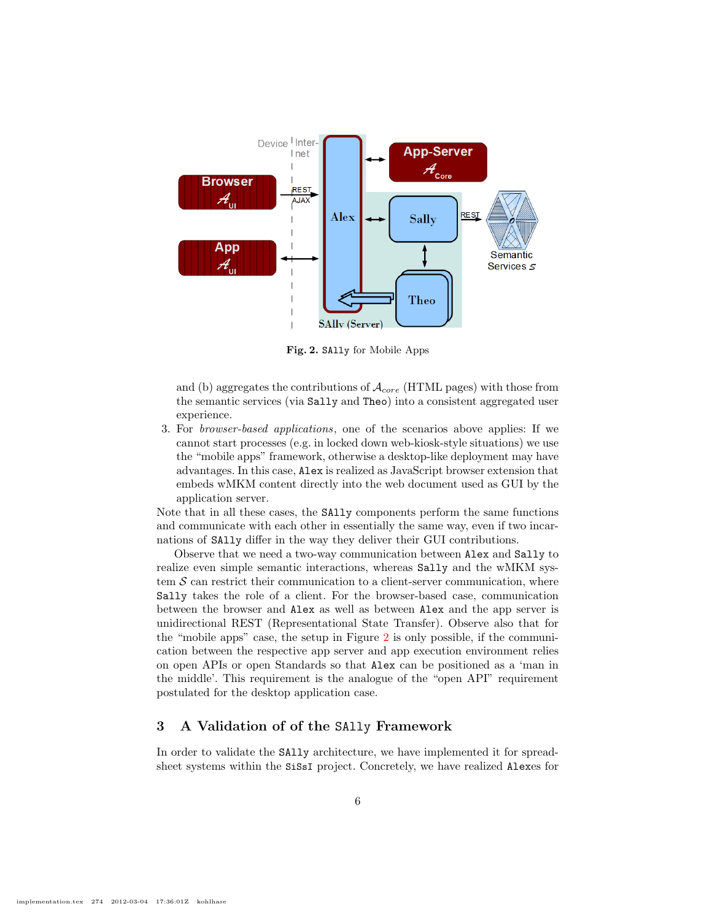**Fig. 2.** SAlly for Mobile Apps

and (b) aggregates the contributions of $\mathcal{A}_{core}$ (HTML pages) with those from the semantic services (via Sally and Theo) into a consistent aggregated user experience.

3. For *browser-based applications*, one of the scenarios above applies: If we cannot start processes (e.g. in locked down web-kiosk-style situations) we use the "mobile apps" framework, otherwise a desktop-like deployment may have advantages. In this case, Alex is realized as JavaScript browser extension that embeds wMKM content directly into the web document used as GUI by the application server.

Note that in all these cases, the SAlly components perform the same functions and communicate with each other in essentially the same way, even if two incarnations of SAlly differ in the way they deliver their GUI contributions.

Observe that we need a two-way communication between Alex and Sally to realize even simple semantic interactions, whereas Sally and the wMKM system $\mathcal{S}$ can restrict their communication to a client-server communication, where Sally takes the role of a client. For the browser-based case, communication between the browser and Alex as well as between Alex and the app server is unidirectional REST (Representational State Transfer). Observe also that for the "mobile apps" case, the setup in Figure 2 is only possible, if the communication between the respective app server and app execution environment relies on open APIs or open Standards so that Alex can be positioned as a 'man in the middle'. This requirement is the analogue of the "open API" requirement postulated for the desktop application case.

## 3 A Validation of of the SAlly Framework

In order to validate the SAlly architecture, we have implemented it for spreadsheet systems within the SiSsI project. Concretely, we have realized Alexes for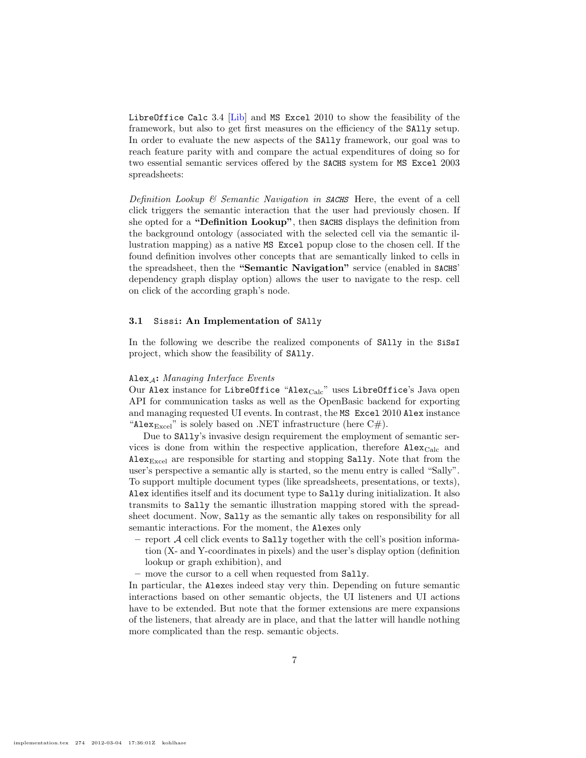LibreOffice Calc 3.4 [Lib] and MS Excel 2010 to show the feasibility of the framework, but also to get first measures on the efficiency of the SAlly setup. In order to evaluate the new aspects of the SAlly framework, our goal was to reach feature parity with and compare the actual expenditures of doing so for two essential semantic services offered by the SACHS system for MS Excel 2003 spreadsheets:

*Definition Lookup & Semantic Navigation in SACHS* Here, the event of a cell click triggers the semantic interaction that the user had previously chosen. If she opted for a **"Definition Lookup"**, then SACHS displays the definition from the background ontology (associated with the selected cell via the semantic illustration mapping) as a native MS Excel popup close to the chosen cell. If the found definition involves other concepts that are semantically linked to cells in the spreadsheet, then the **"Semantic Navigation"** service (enabled in SACHS' dependency graph display option) allows the user to navigate to the resp. cell on click of the according graph's node.

### 3.1 Sissi: An Implementation of SAlly

In the following we describe the realized components of SAlly in the SiSsI project, which show the feasibility of SAlly.

$\mathtt{Alex}_{\mathcal{A}}$: *Managing Interface Events*

Our Alex instance for LibreOffice "$\mathtt{Alex}_{\mathrm{Calc}}$" uses LibreOffice's Java open API for communication tasks as well as the OpenBasic backend for exporting and managing requested UI events. In contrast, the MS Excel 2010 Alex instance "$\mathtt{Alex}_{\mathrm{Excel}}$" is solely based on .NET infrastructure (here C#).

Due to SAlly's invasive design requirement the employment of semantic services is done from within the respective application, therefore $\mathtt{Alex}_{\mathrm{Calc}}$ and $\mathtt{Alex}_{\mathrm{Excel}}$ are responsible for starting and stopping Sally. Note that from the user's perspective a semantic ally is started, so the menu entry is called "Sally". To support multiple document types (like spreadsheets, presentations, or texts), Alex identifies itself and its document type to Sally during initialization. It also transmits to Sally the semantic illustration mapping stored with the spreadsheet document. Now, Sally as the semantic ally takes on responsibility for all semantic interactions. For the moment, the Alexes only

- report $\mathcal{A}$ cell click events to Sally together with the cell's position information (X- and Y-coordinates in pixels) and the user's display option (definition lookup or graph exhibition), and
- move the cursor to a cell when requested from Sally.

In particular, the Alexes indeed stay very thin. Depending on future semantic interactions based on other semantic objects, the UI listeners and UI actions have to be extended. But note that the former extensions are mere expansions of the listeners, that already are in place, and that the latter will handle nothing more complicated than the resp. semantic objects.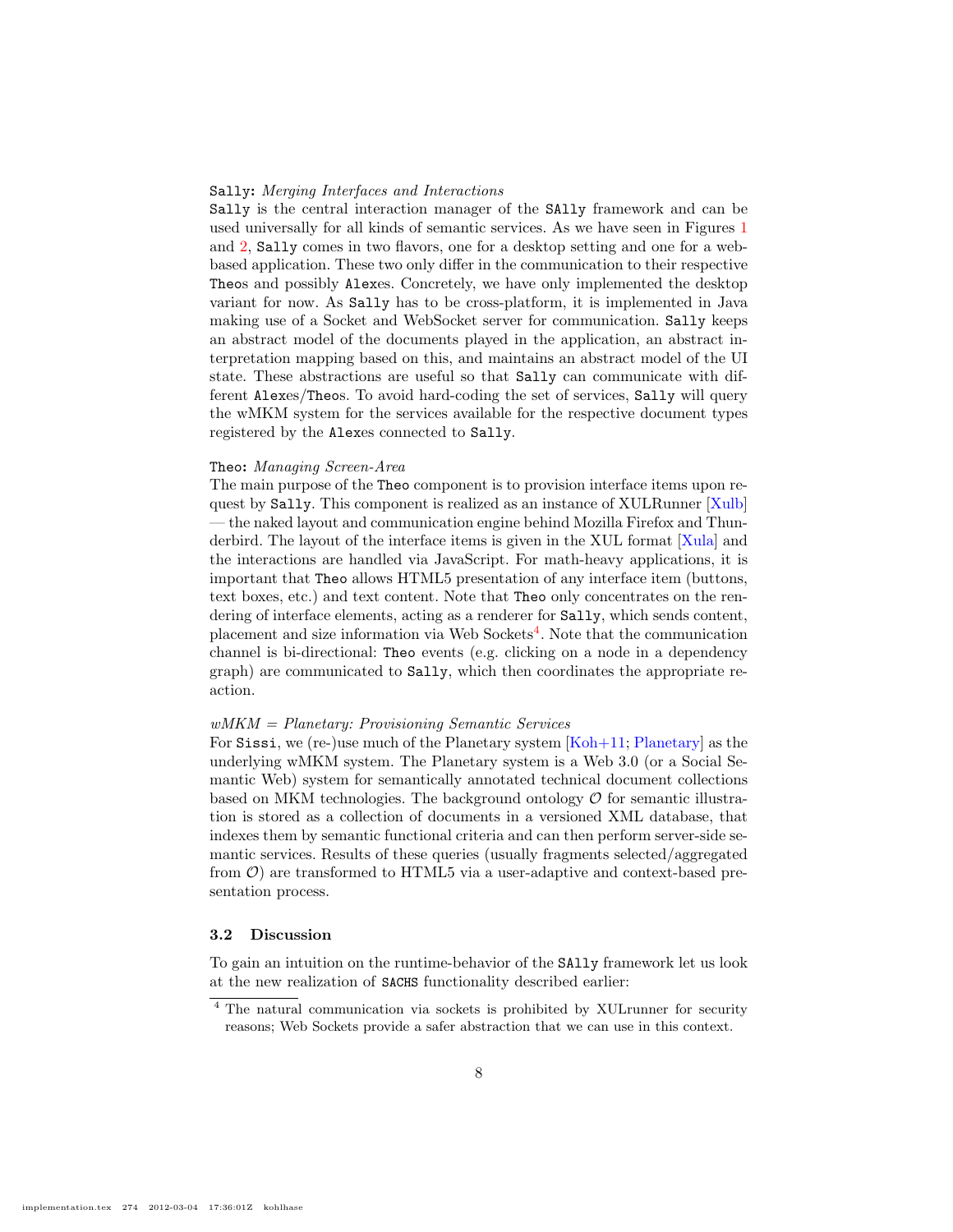`Sally`: *Merging Interfaces and Interactions*
`Sally` is the central interaction manager of the `SAlly` framework and can be used universally for all kinds of semantic services. As we have seen in Figures 1 and 2, `Sally` comes in two flavors, one for a desktop setting and one for a web-based application. These two only differ in the communication to their respective `Theo`s and possibly `Alex`es. Concretely, we have only implemented the desktop variant for now. As `Sally` has to be cross-platform, it is implemented in Java making use of a Socket and WebSocket server for communication. `Sally` keeps an abstract model of the documents played in the application, an abstract interpretation mapping based on this, and maintains an abstract model of the UI state. These abstractions are useful so that `Sally` can communicate with different `Alex`es/`Theo`s. To avoid hard-coding the set of services, `Sally` will query the wMKM system for the services available for the respective document types registered by the `Alex`es connected to `Sally`.

`Theo`: *Managing Screen-Area*
The main purpose of the `Theo` component is to provision interface items upon request by `Sally`. This component is realized as an instance of XULRunner [Xulb] — the naked layout and communication engine behind Mozilla Firefox and Thunderbird. The layout of the interface items is given in the XUL format [Xula] and the interactions are handled via JavaScript. For math-heavy applications, it is important that `Theo` allows HTML5 presentation of any interface item (buttons, text boxes, etc.) and text content. Note that `Theo` only concentrates on the rendering of interface elements, acting as a renderer for `Sally`, which sends content, placement and size information via Web Sockets[4]. Note that the communication channel is bi-directional: `Theo` events (e.g. clicking on a node in a dependency graph) are communicated to `Sally`, which then coordinates the appropriate reaction.

*wMKM = Planetary: Provisioning Semantic Services*
For `Sissi`, we (re-)use much of the Planetary system [Koh+11; Planetary] as the underlying wMKM system. The Planetary system is a Web 3.0 (or a Social Semantic Web) system for semantically annotated technical document collections based on MKM technologies. The background ontology $\mathcal{O}$ for semantic illustration is stored as a collection of documents in a versioned XML database, that indexes them by semantic functional criteria and can then perform server-side semantic services. Results of these queries (usually fragments selected/aggregated from $\mathcal{O}$) are transformed to HTML5 via a user-adaptive and context-based presentation process.

### 3.2 Discussion

To gain an intuition on the runtime-behavior of the `SAlly` framework let us look at the new realization of `SACHS` functionality described earlier:

[4] The natural communication via sockets is prohibited by XULrunner for security reasons; Web Sockets provide a safer abstraction that we can use in this context.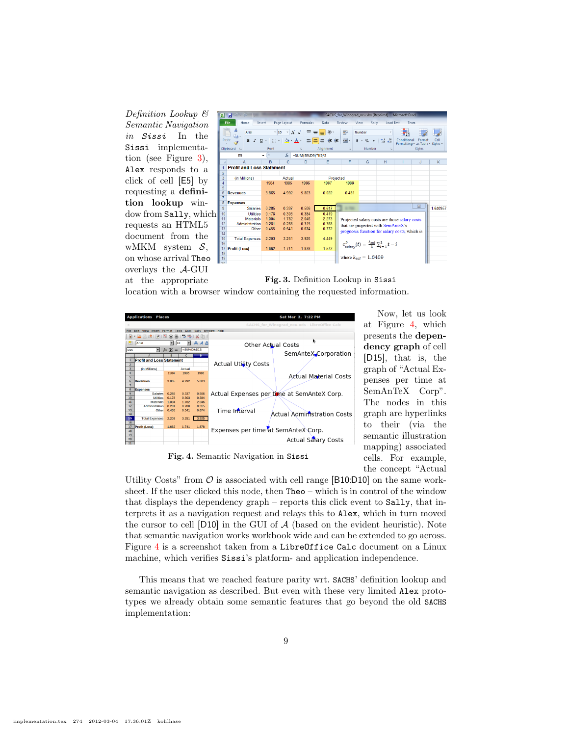*Definition Lookup & Semantic Navigation in Sissi* In the Sissi implementation (see Figure 3), Alex responds to a click of cell [E5] by requesting a **definition lookup** window from Sally, which requests an HTML5 document from the wMKM system $\mathcal{S}$, on whose arrival Theo overlays the $\mathcal{A}$-GUI at the appropriate location with a browser window containing the requested information.

**Fig. 3.** Definition Lookup in Sissi

**Fig. 4.** Semantic Navigation in Sissi

Now, let us look at Figure 4, which presents the **dependency graph** of cell [D15], that is, the graph of "Actual Expenses per time at SemAnTeX Corp". The nodes in this graph are hyperlinks to their (via the semantic illustration mapping) associated cells. For example, the concept "Actual Utility Costs" from $\mathcal{O}$ is associated with cell range [B10:D10] on the same worksheet. If the user clicked this node, then Theo – which is in control of the window that displays the dependency graph – reports this click event to Sally, that interprets it as a navigation request and relays this to Alex, which in turn moved the cursor to cell [D10] in the GUI of $\mathcal{A}$ (based on the evident heuristic). Note that semantic navigation works workbook wide and can be extended to go across. Figure 4 is a screenshot taken from a LibreOffice Calc document on a Linux machine, which verifies Sissi's platform- and application independence.

This means that we reached feature parity wrt. SACHS' definition lookup and semantic navigation as described. But even with these very limited Alex prototypes we already obtain some semantic features that go beyond the old SACHS implementation: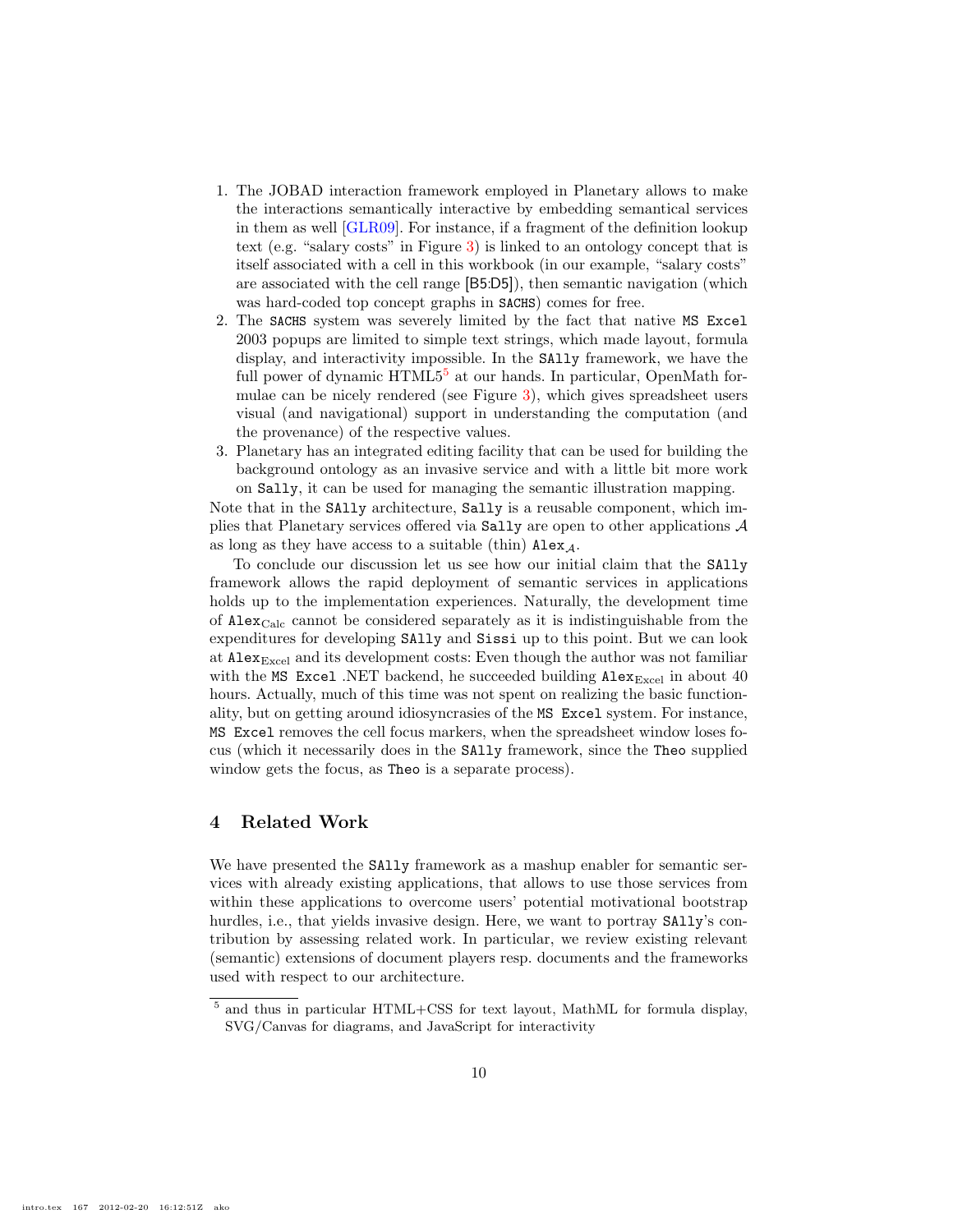1. The JOBAD interaction framework employed in Planetary allows to make the interactions semantically interactive by embedding semantical services in them as well [GLR09]. For instance, if a fragment of the definition lookup text (e.g. "salary costs" in Figure 3) is linked to an ontology concept that is itself associated with a cell in this workbook (in our example, "salary costs" are associated with the cell range [B5:D5]), then semantic navigation (which was hard-coded top concept graphs in SACHS) comes for free.
2. The SACHS system was severely limited by the fact that native MS Excel 2003 popups are limited to simple text strings, which made layout, formula display, and interactivity impossible. In the SAlly framework, we have the full power of dynamic HTML5[5] at our hands. In particular, OpenMath formulae can be nicely rendered (see Figure 3), which gives spreadsheet users visual (and navigational) support in understanding the computation (and the provenance) of the respective values.
3. Planetary has an integrated editing facility that can be used for building the background ontology as an invasive service and with a little bit more work on Sally, it can be used for managing the semantic illustration mapping.

Note that in the SAlly architecture, Sally is a reusable component, which implies that Planetary services offered via Sally are open to other applications $\mathcal{A}$ as long as they have access to a suitable (thin) $\texttt{Alex}_{\mathcal{A}}$.

To conclude our discussion let us see how our initial claim that the SAlly framework allows the rapid deployment of semantic services in applications holds up to the implementation experiences. Naturally, the development time of $\texttt{Alex}_{\text{Calc}}$ cannot be considered separately as it is indistinguishable from the expenditures for developing SAlly and Sissi up to this point. But we can look at $\texttt{Alex}_{\text{Excel}}$ and its development costs: Even though the author was not familiar with the MS Excel .NET backend, he succeeded building $\texttt{Alex}_{\text{Excel}}$ in about 40 hours. Actually, much of this time was not spent on realizing the basic functionality, but on getting around idiosyncrasies of the MS Excel system. For instance, MS Excel removes the cell focus markers, when the spreadsheet window loses focus (which it necessarily does in the SAlly framework, since the Theo supplied window gets the focus, as Theo is a separate process).

## 4 Related Work

We have presented the SAlly framework as a mashup enabler for semantic services with already existing applications, that allows to use those services from within these applications to overcome users' potential motivational bootstrap hurdles, i.e., that yields invasive design. Here, we want to portray SAlly's contribution by assessing related work. In particular, we review existing relevant (semantic) extensions of document players resp. documents and the frameworks used with respect to our architecture.

[5] and thus in particular HTML+CSS for text layout, MathML for formula display, SVG/Canvas for diagrams, and JavaScript for interactivity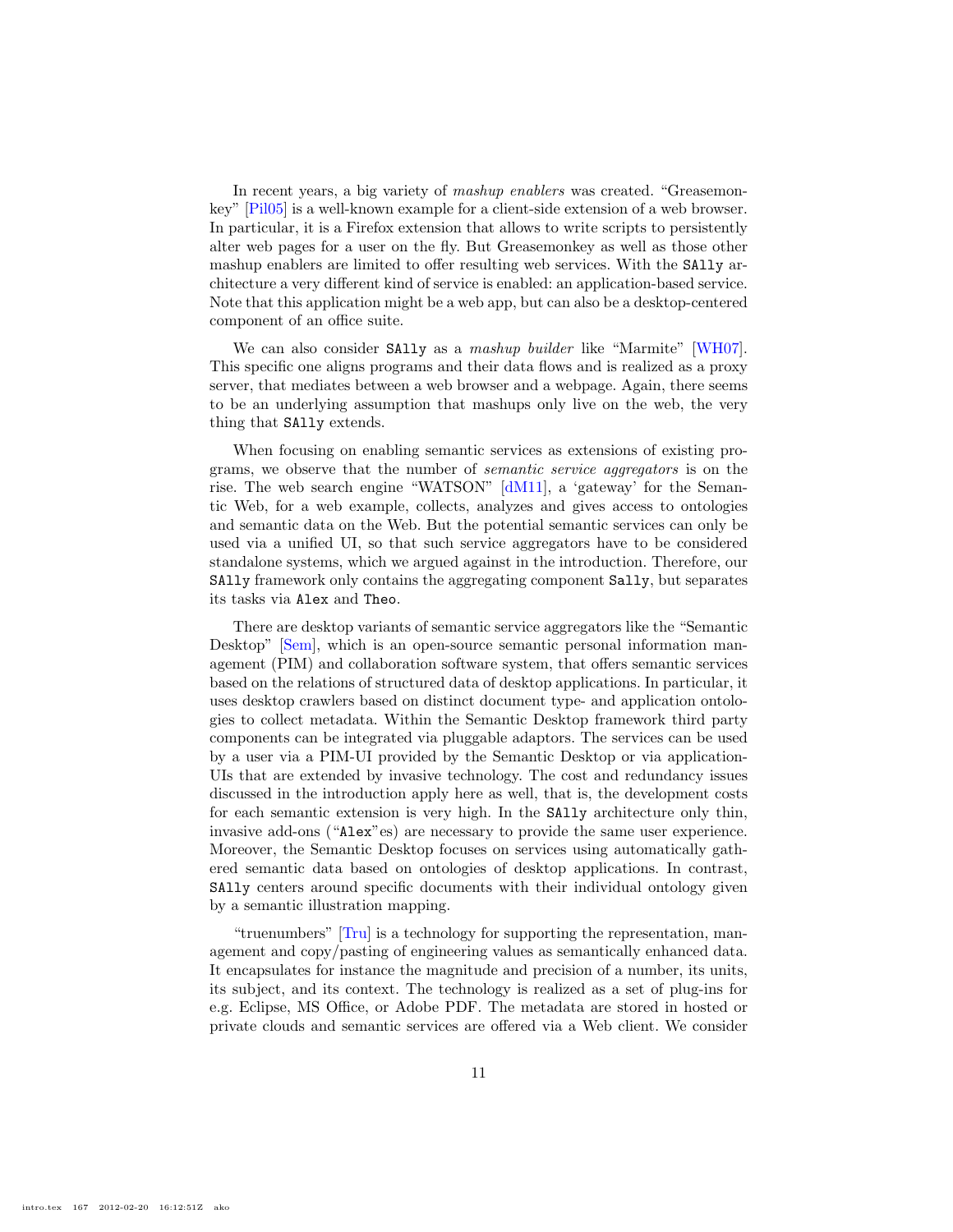In recent years, a big variety of *mashup enablers* was created. "Greasemonkey" [Pil05] is a well-known example for a client-side extension of a web browser. In particular, it is a Firefox extension that allows to write scripts to persistently alter web pages for a user on the fly. But Greasemonkey as well as those other mashup enablers are limited to offer resulting web services. With the `SAlly` architecture a very different kind of service is enabled: an application-based service. Note that this application might be a web app, but can also be a desktop-centered component of an office suite.

We can also consider `SAlly` as a *mashup builder* like "Marmite" [WH07]. This specific one aligns programs and their data flows and is realized as a proxy server, that mediates between a web browser and a webpage. Again, there seems to be an underlying assumption that mashups only live on the web, the very thing that `SAlly` extends.

When focusing on enabling semantic services as extensions of existing programs, we observe that the number of *semantic service aggregators* is on the rise. The web search engine "WATSON" [dM11], a 'gateway' for the Semantic Web, for a web example, collects, analyzes and gives access to ontologies and semantic data on the Web. But the potential semantic services can only be used via a unified UI, so that such service aggregators have to be considered standalone systems, which we argued against in the introduction. Therefore, our `SAlly` framework only contains the aggregating component `Sally`, but separates its tasks via `Alex` and `Theo`.

There are desktop variants of semantic service aggregators like the "Semantic Desktop" [Sem], which is an open-source semantic personal information management (PIM) and collaboration software system, that offers semantic services based on the relations of structured data of desktop applications. In particular, it uses desktop crawlers based on distinct document type- and application ontologies to collect metadata. Within the Semantic Desktop framework third party components can be integrated via pluggable adaptors. The services can be used by a user via a PIM-UI provided by the Semantic Desktop or via application-UIs that are extended by invasive technology. The cost and redundancy issues discussed in the introduction apply here as well, that is, the development costs for each semantic extension is very high. In the `SAlly` architecture only thin, invasive add-ons ("`Alex`"es) are necessary to provide the same user experience. Moreover, the Semantic Desktop focuses on services using automatically gathered semantic data based on ontologies of desktop applications. In contrast, `SAlly` centers around specific documents with their individual ontology given by a semantic illustration mapping.

"truenumbers" [Tru] is a technology for supporting the representation, management and copy/pasting of engineering values as semantically enhanced data. It encapsulates for instance the magnitude and precision of a number, its units, its subject, and its context. The technology is realized as a set of plug-ins for e.g. Eclipse, MS Office, or Adobe PDF. The metadata are stored in hosted or private clouds and semantic services are offered via a Web client. We consider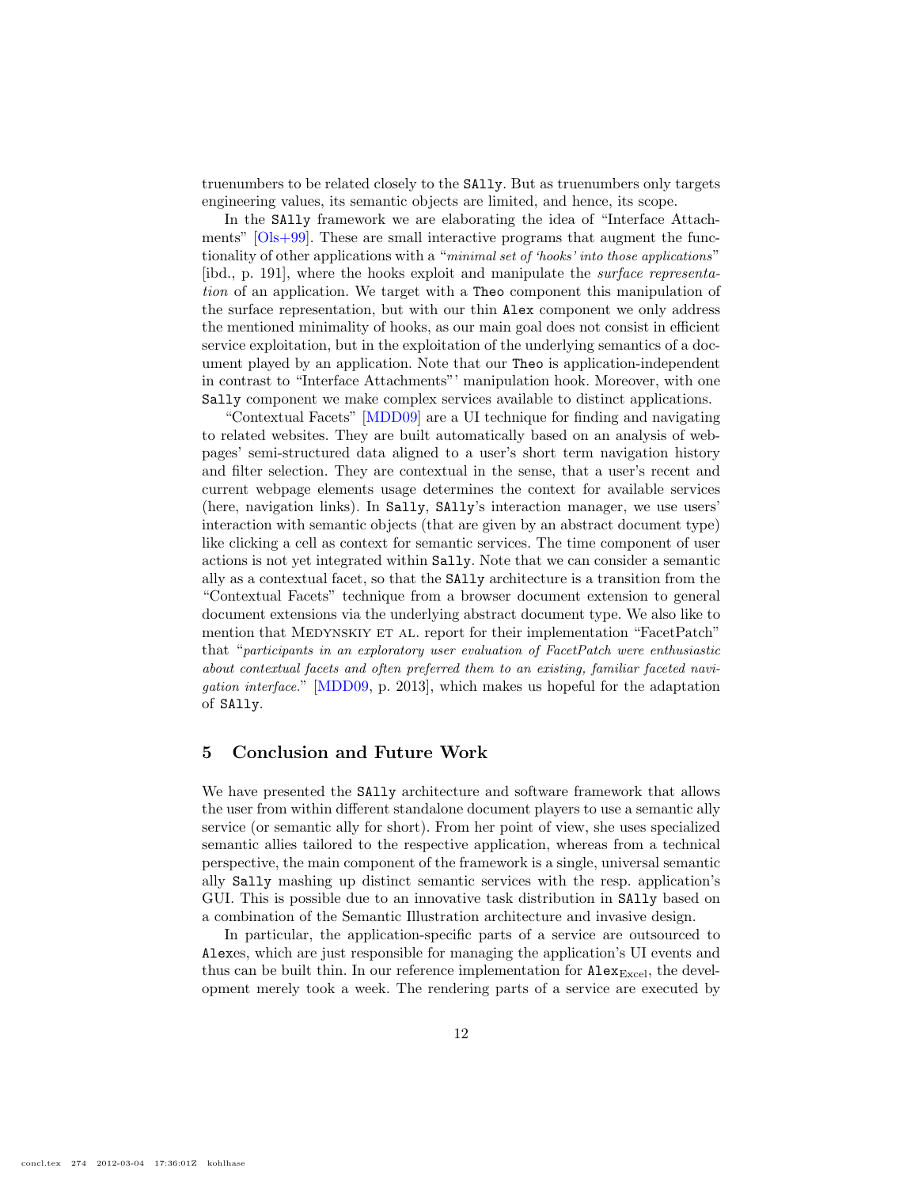truenumbers to be related closely to the `SAlly`. But as truenumbers only targets engineering values, its semantic objects are limited, and hence, its scope.

In the `SAlly` framework we are elaborating the idea of "Interface Attachments" [Ols+99]. These are small interactive programs that augment the functionality of other applications with a "*minimal set of 'hooks' into those applications*" [ibd., p. 191], where the hooks exploit and manipulate the *surface representation* of an application. We target with a `Theo` component this manipulation of the surface representation, but with our thin `Alex` component we only address the mentioned minimality of hooks, as our main goal does not consist in efficient service exploitation, but in the exploitation of the underlying semantics of a document played by an application. Note that our `Theo` is application-independent in contrast to "Interface Attachments"' manipulation hook. Moreover, with one `Sally` component we make complex services available to distinct applications.

"Contextual Facets" [MDD09] are a UI technique for finding and navigating to related websites. They are built automatically based on an analysis of webpages' semi-structured data aligned to a user's short term navigation history and filter selection. They are contextual in the sense, that a user's recent and current webpage elements usage determines the context for available services (here, navigation links). In `Sally`, `SAlly`'s interaction manager, we use users' interaction with semantic objects (that are given by an abstract document type) like clicking a cell as context for semantic services. The time component of user actions is not yet integrated within `Sally`. Note that we can consider a semantic ally as a contextual facet, so that the `SAlly` architecture is a transition from the "Contextual Facets" technique from a browser document extension to general document extensions via the underlying abstract document type. We also like to mention that Medynskiy et al. report for their implementation "FacetPatch" that "*participants in an exploratory user evaluation of FacetPatch were enthusiastic about contextual facets and often preferred them to an existing, familiar faceted navigation interface.*" [MDD09, p. 2013], which makes us hopeful for the adaptation of `SAlly`.

## 5 Conclusion and Future Work

We have presented the `SAlly` architecture and software framework that allows the user from within different standalone document players to use a semantic ally service (or semantic ally for short). From her point of view, she uses specialized semantic allies tailored to the respective application, whereas from a technical perspective, the main component of the framework is a single, universal semantic ally `Sally` mashing up distinct semantic services with the resp. application's GUI. This is possible due to an innovative task distribution in `SAlly` based on a combination of the Semantic Illustration architecture and invasive design.

In particular, the application-specific parts of a service are outsourced to `Alex`es, which are just responsible for managing the application's UI events and thus can be built thin. In our reference implementation for $\texttt{Alex}_{\text{Excel}}$, the development merely took a week. The rendering parts of a service are executed by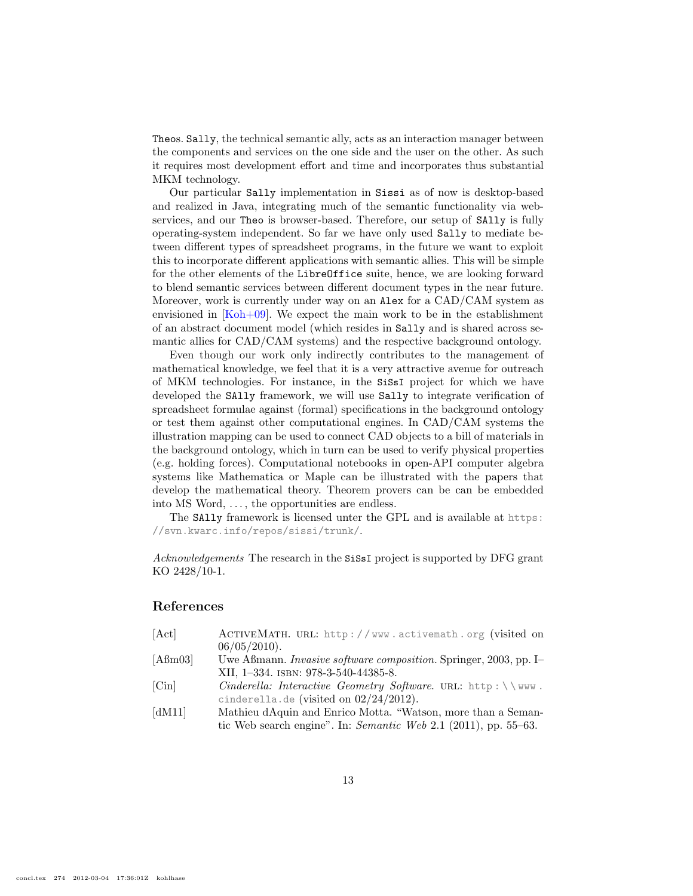Theos. Sally, the technical semantic ally, acts as an interaction manager between the components and services on the one side and the user on the other. As such it requires most development effort and time and incorporates thus substantial MKM technology.

Our particular Sally implementation in Sissi as of now is desktop-based and realized in Java, integrating much of the semantic functionality via web-services, and our Theo is browser-based. Therefore, our setup of SAlly is fully operating-system independent. So far we have only used Sally to mediate between different types of spreadsheet programs, in the future we want to exploit this to incorporate different applications with semantic allies. This will be simple for the other elements of the LibreOffice suite, hence, we are looking forward to blend semantic services between different document types in the near future. Moreover, work is currently under way on an Alex for a CAD/CAM system as envisioned in [Koh+09]. We expect the main work to be in the establishment of an abstract document model (which resides in Sally and is shared across semantic allies for CAD/CAM systems) and the respective background ontology.

Even though our work only indirectly contributes to the management of mathematical knowledge, we feel that it is a very attractive avenue for outreach of MKM technologies. For instance, in the SiSsI project for which we have developed the SAlly framework, we will use Sally to integrate verification of spreadsheet formulae against (formal) specifications in the background ontology or test them against other computational engines. In CAD/CAM systems the illustration mapping can be used to connect CAD objects to a bill of materials in the background ontology, which in turn can be used to verify physical properties (e.g. holding forces). Computational notebooks in open-API computer algebra systems like Mathematica or Maple can be illustrated with the papers that develop the mathematical theory. Theorem provers can be can be embedded into MS Word, ..., the opportunities are endless.

The SAlly framework is licensed unter the GPL and is available at https://svn.kwarc.info/repos/sissi/trunk/.

*Acknowledgements* The research in the SiSsI project is supported by DFG grant KO 2428/10-1.

## References

- [Act] ActiveMath. URL: http://www.activemath.org (visited on 06/05/2010).
- [Aßm03] Uwe Aßmann. *Invasive software composition.* Springer, 2003, pp. I–XII, 1–334. ISBN: 978-3-540-44385-8.
- [Cin] *Cinderella: Interactive Geometry Software.* URL: http:\\www.cinderella.de (visited on 02/24/2012).
- [dM11] Mathieu dAquin and Enrico Motta. "Watson, more than a Semantic Web search engine". In: *Semantic Web* 2.1 (2011), pp. 55–63.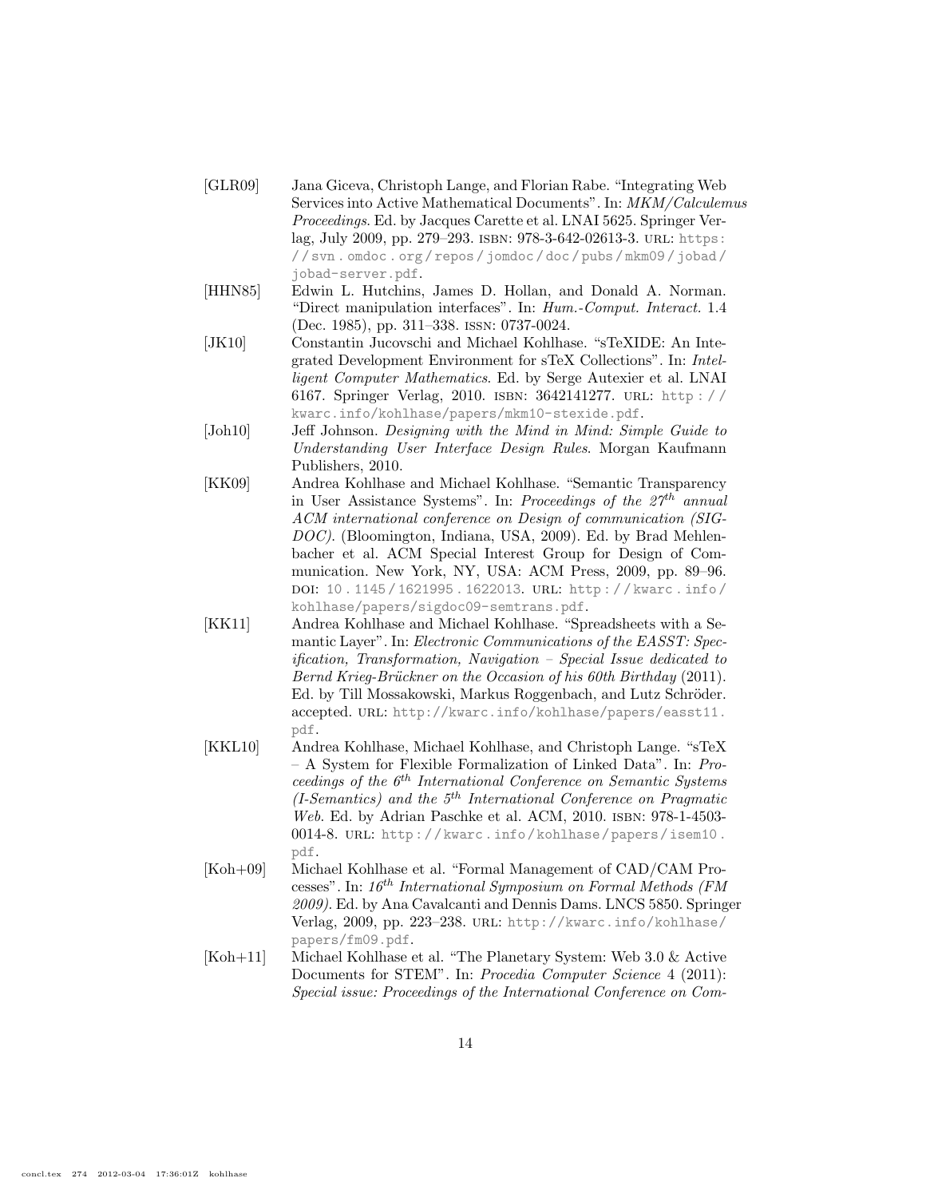[GLR09] Jana Giceva, Christoph Lange, and Florian Rabe. "Integrating Web Services into Active Mathematical Documents". In: *MKM/Calculemus Proceedings*. Ed. by Jacques Carette et al. LNAI 5625. Springer Verlag, July 2009, pp. 279–293. ISBN: 978-3-642-02613-3. URL: https://svn.omdoc.org/repos/jomdoc/doc/pubs/mkm09/jobad/jobad-server.pdf.

[HHN85] Edwin L. Hutchins, James D. Hollan, and Donald A. Norman. "Direct manipulation interfaces". In: *Hum.-Comput. Interact.* 1.4 (Dec. 1985), pp. 311–338. ISSN: 0737-0024.

[JK10] Constantin Jucovschi and Michael Kohlhase. "sTeXIDE: An Integrated Development Environment for sTeX Collections". In: *Intelligent Computer Mathematics*. Ed. by Serge Autexier et al. LNAI 6167. Springer Verlag, 2010. ISBN: 3642141277. URL: http://kwarc.info/kohlhase/papers/mkm10-stexide.pdf.

[Joh10] Jeff Johnson. *Designing with the Mind in Mind: Simple Guide to Understanding User Interface Design Rules*. Morgan Kaufmann Publishers, 2010.

[KK09] Andrea Kohlhase and Michael Kohlhase. "Semantic Transparency in User Assistance Systems". In: *Proceedings of the 27th annual ACM international conference on Design of communication (SIGDOC)*. (Bloomington, Indiana, USA, 2009). Ed. by Brad Mehlenbacher et al. ACM Special Interest Group for Design of Communication. New York, NY, USA: ACM Press, 2009, pp. 89–96. DOI: 10.1145/1621995.1622013. URL: http://kwarc.info/kohlhase/papers/sigdoc09-semtrans.pdf.

[KK11] Andrea Kohlhase and Michael Kohlhase. "Spreadsheets with a Semantic Layer". In: *Electronic Communications of the EASST: Specification, Transformation, Navigation – Special Issue dedicated to Bernd Krieg-Brückner on the Occasion of his 60th Birthday* (2011). Ed. by Till Mossakowski, Markus Roggenbach, and Lutz Schröder. accepted. URL: http://kwarc.info/kohlhase/papers/easst11.pdf.

[KKL10] Andrea Kohlhase, Michael Kohlhase, and Christoph Lange. "sTeX – A System for Flexible Formalization of Linked Data". In: *Proceedings of the 6th International Conference on Semantic Systems (I-Semantics) and the 5th International Conference on Pragmatic Web*. Ed. by Adrian Paschke et al. ACM, 2010. ISBN: 978-1-4503-0014-8. URL: http://kwarc.info/kohlhase/papers/isem10.pdf.

[Koh+09] Michael Kohlhase et al. "Formal Management of CAD/CAM Processes". In: *16th International Symposium on Formal Methods (FM 2009)*. Ed. by Ana Cavalcanti and Dennis Dams. LNCS 5850. Springer Verlag, 2009, pp. 223–238. URL: http://kwarc.info/kohlhase/papers/fm09.pdf.

[Koh+11] Michael Kohlhase et al. "The Planetary System: Web 3.0 & Active Documents for STEM". In: *Procedia Computer Science* 4 (2011): *Special issue: Proceedings of the International Conference on Com-*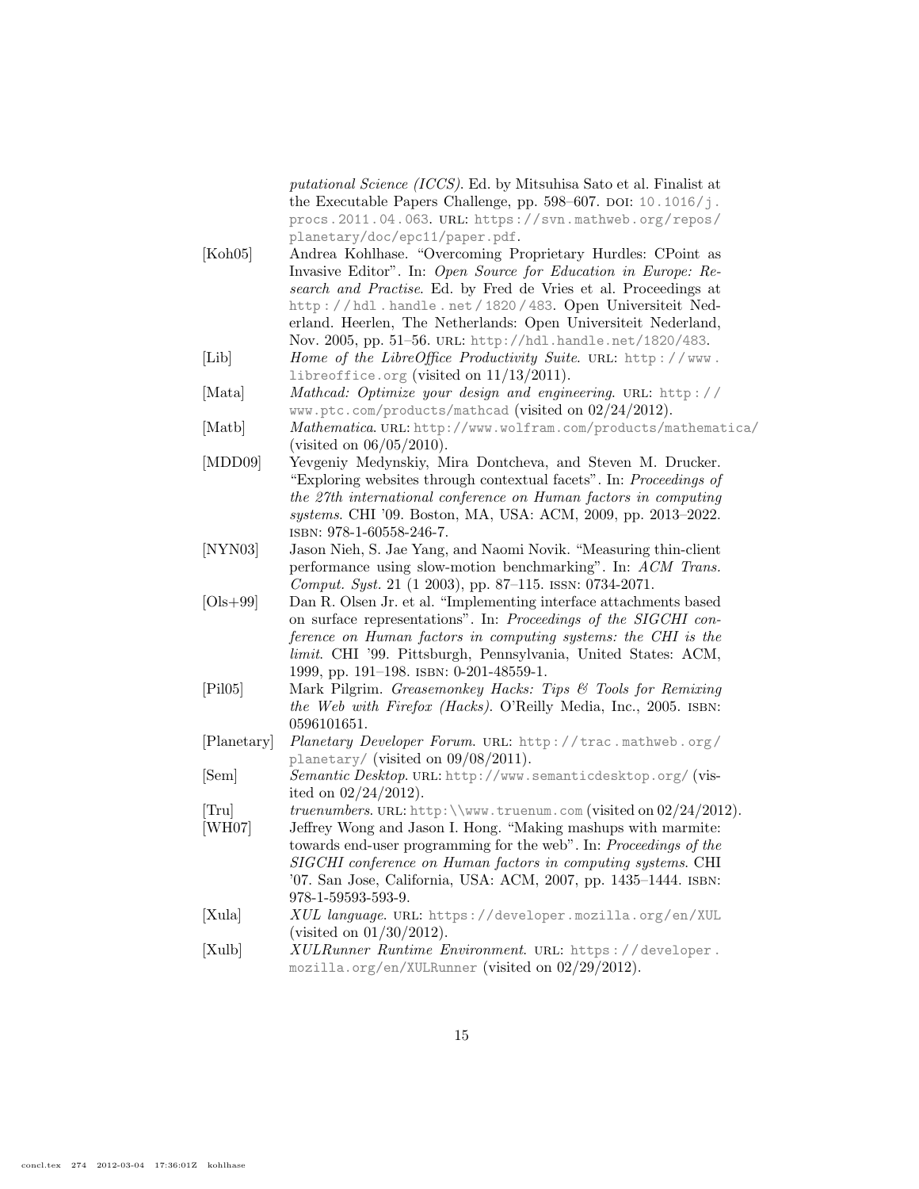*putational Science (ICCS)*. Ed. by Mitsuhisa Sato et al. Finalist at the Executable Papers Challenge, pp. 598–607. DOI: 10.1016/j.procs.2011.04.063. URL: https://svn.mathweb.org/repos/planetary/doc/epc11/paper.pdf.

[Koh05] Andrea Kohlhase. "Overcoming Proprietary Hurdles: CPoint as Invasive Editor". In: *Open Source for Education in Europe: Research and Practise*. Ed. by Fred de Vries et al. Proceedings at http://hdl.handle.net/1820/483. Open Universiteit Nederland. Heerlen, The Netherlands: Open Universiteit Nederland, Nov. 2005, pp. 51–56. URL: http://hdl.handle.net/1820/483.

[Lib] *Home of the LibreOffice Productivity Suite*. URL: http://www.libreoffice.org (visited on 11/13/2011).

[Mata] *Mathcad: Optimize your design and engineering*. URL: http://www.ptc.com/products/mathcad (visited on 02/24/2012).

[Matb] *Mathematica*. URL: http://www.wolfram.com/products/mathematica/ (visited on 06/05/2010).

[MDD09] Yevgeniy Medynskiy, Mira Dontcheva, and Steven M. Drucker. "Exploring websites through contextual facets". In: *Proceedings of the 27th international conference on Human factors in computing systems*. CHI '09. Boston, MA, USA: ACM, 2009, pp. 2013–2022. ISBN: 978-1-60558-246-7.

[NYN03] Jason Nieh, S. Jae Yang, and Naomi Novik. "Measuring thin-client performance using slow-motion benchmarking". In: *ACM Trans. Comput. Syst.* 21 (1 2003), pp. 87–115. ISSN: 0734-2071.

[Ols+99] Dan R. Olsen Jr. et al. "Implementing interface attachments based on surface representations". In: *Proceedings of the SIGCHI conference on Human factors in computing systems: the CHI is the limit*. CHI '99. Pittsburgh, Pennsylvania, United States: ACM, 1999, pp. 191–198. ISBN: 0-201-48559-1.

[Pil05] Mark Pilgrim. *Greasemonkey Hacks: Tips & Tools for Remixing the Web with Firefox (Hacks)*. O'Reilly Media, Inc., 2005. ISBN: 0596101651.

[Planetary] *Planetary Developer Forum*. URL: http://trac.mathweb.org/planetary/ (visited on 09/08/2011).

[Sem] *Semantic Desktop*. URL: http://www.semanticdesktop.org/ (visited on 02/24/2012).

[Tru] *truenumbers*. URL: http:\\www.truenum.com (visited on 02/24/2012).

[WH07] Jeffrey Wong and Jason I. Hong. "Making mashups with marmite: towards end-user programming for the web". In: *Proceedings of the SIGCHI conference on Human factors in computing systems*. CHI '07. San Jose, California, USA: ACM, 2007, pp. 1435–1444. ISBN: 978-1-59593-593-9.

[Xula] *XUL language*. URL: https://developer.mozilla.org/en/XUL (visited on 01/30/2012).

[Xulb] *XULRunner Runtime Environment*. URL: https://developer.mozilla.org/en/XULRunner (visited on 02/29/2012).